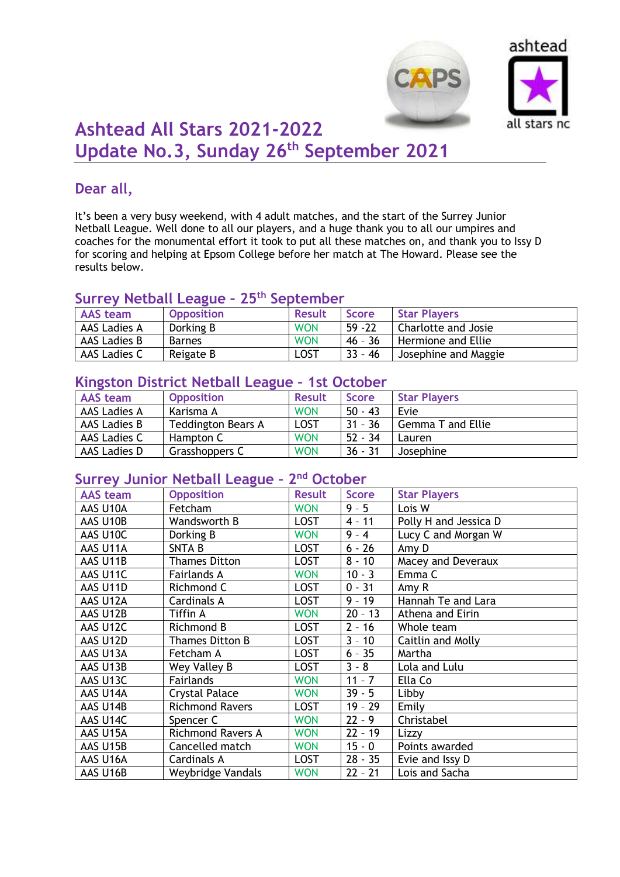# Ashtead All Stars 2021-2022
# Update No.3, Sunday 26th September 2021

## Dear all,

It's been a very busy weekend, with 4 adult matches, and the start of the Surrey Junior Netball League. Well done to all our players, and a huge thank you to all our umpires and coaches for the monumental effort it took to put all these matches on, and thank you to Issy D for scoring and helping at Epsom College before her match at The Howard. Please see the results below.

## Surrey Netball League – 25th September

| AAS team | Opposition | Result | Score | Star Players |
|---|---|---|---|---|
| AAS Ladies A | Dorking B | WON | 59 -22 | Charlotte and Josie |
| AAS Ladies B | Barnes | WON | 46 - 36 | Hermione and Ellie |
| AAS Ladies C | Reigate B | LOST | 33 - 46 | Josephine and Maggie |

## Kingston District Netball League – 1st October

| AAS team | Opposition | Result | Score | Star Players |
|---|---|---|---|---|
| AAS Ladies A | Karisma A | WON | 50 - 43 | Evie |
| AAS Ladies B | Teddington Bears A | LOST | 31 - 36 | Gemma T and Ellie |
| AAS Ladies C | Hampton C | WON | 52 - 34 | Lauren |
| AAS Ladies D | Grasshoppers C | WON | 36 - 31 | Josephine |

## Surrey Junior Netball League – 2nd October

| AAS team | Opposition | Result | Score | Star Players |
|---|---|---|---|---|
| AAS U10A | Fetcham | WON | 9 - 5 | Lois W |
| AAS U10B | Wandsworth B | LOST | 4 - 11 | Polly H and Jessica D |
| AAS U10C | Dorking B | WON | 9 - 4 | Lucy C and Morgan W |
| AAS U11A | SNTA B | LOST | 6 - 26 | Amy D |
| AAS U11B | Thames Ditton | LOST | 8 - 10 | Macey and Deveraux |
| AAS U11C | Fairlands A | WON | 10 - 3 | Emma C |
| AAS U11D | Richmond C | LOST | 0 - 31 | Amy R |
| AAS U12A | Cardinals A | LOST | 9 - 19 | Hannah Te and Lara |
| AAS U12B | Tiffin A | WON | 20 - 13 | Athena and Eirin |
| AAS U12C | Richmond B | LOST | 2 - 16 | Whole team |
| AAS U12D | Thames Ditton B | LOST | 3 - 10 | Caitlin and Molly |
| AAS U13A | Fetcham A | LOST | 6 - 35 | Martha |
| AAS U13B | Wey Valley B | LOST | 3 - 8 | Lola and Lulu |
| AAS U13C | Fairlands | WON | 11 - 7 | Ella Co |
| AAS U14A | Crystal Palace | WON | 39 - 5 | Libby |
| AAS U14B | Richmond Ravers | LOST | 19 - 29 | Emily |
| AAS U14C | Spencer C | WON | 22 - 9 | Christabel |
| AAS U15A | Richmond Ravers A | WON | 22 - 19 | Lizzy |
| AAS U15B | Cancelled match | WON | 15 - 0 | Points awarded |
| AAS U16A | Cardinals A | LOST | 28 - 35 | Evie and Issy D |
| AAS U16B | Weybridge Vandals | WON | 22 - 21 | Lois and Sacha |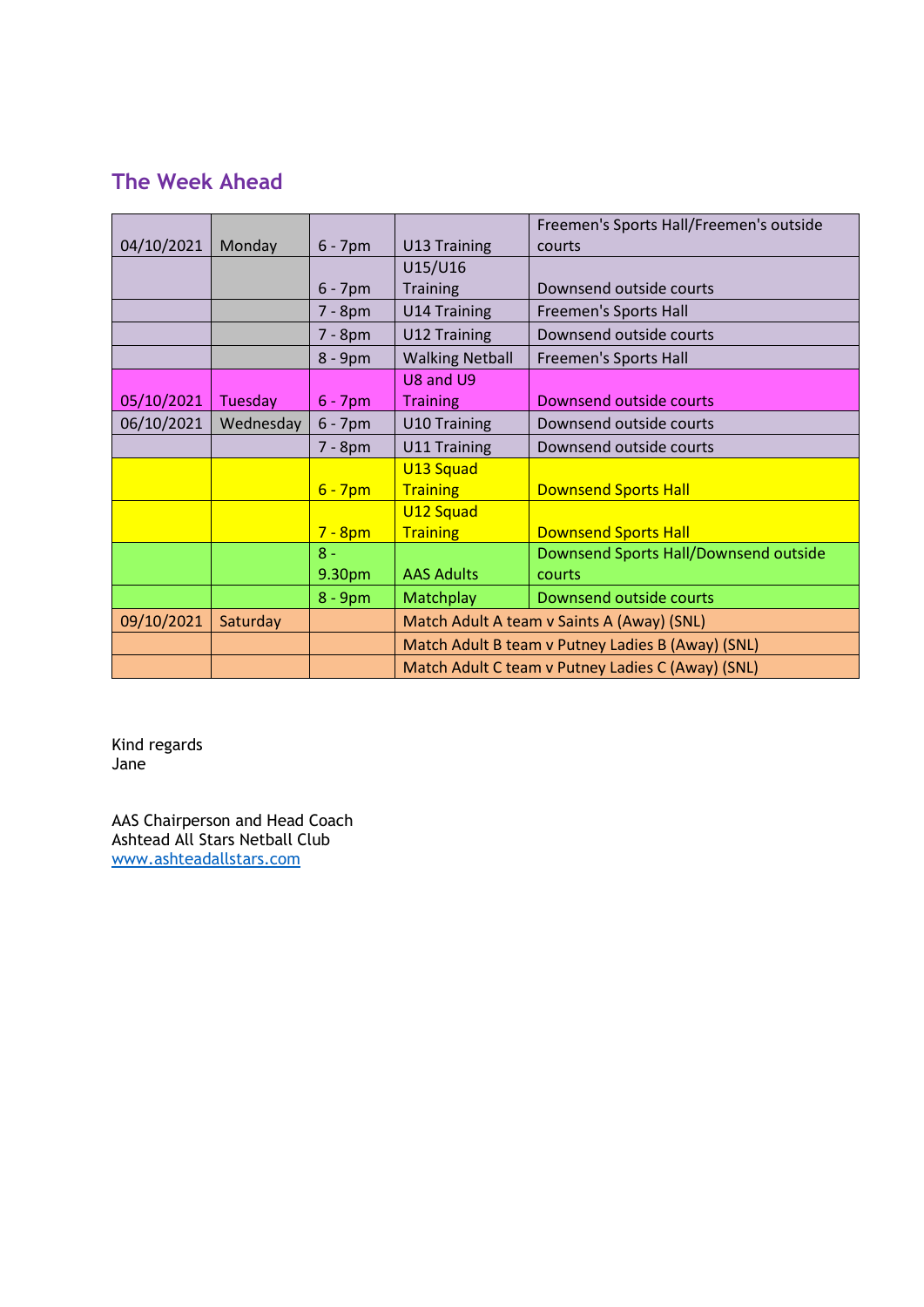## The Week Ahead

| | | | | |
|---|---|---|---|---|
| 04/10/2021 | Monday | 6 - 7pm | U13 Training | Freemen's Sports Hall/Freemen's outside courts |
| | | 6 - 7pm | U15/U16 Training | Downsend outside courts |
| | | 7 - 8pm | U14 Training | Freemen's Sports Hall |
| | | 7 - 8pm | U12 Training | Downsend outside courts |
| | | 8 - 9pm | Walking Netball | Freemen's Sports Hall |
| 05/10/2021 | Tuesday | 6 - 7pm | U8 and U9 Training | Downsend outside courts |
| 06/10/2021 | Wednesday | 6 - 7pm | U10 Training | Downsend outside courts |
| | | 7 - 8pm | U11 Training | Downsend outside courts |
| | | 6 - 7pm | U13 Squad Training | Downsend Sports Hall |
| | | 7 - 8pm | U12 Squad Training | Downsend Sports Hall |
| | | 8 - 9.30pm | AAS Adults | Downsend Sports Hall/Downsend outside courts |
| | | 8 - 9pm | Matchplay | Downsend outside courts |
| 09/10/2021 | Saturday | | Match Adult A team v Saints A (Away) (SNL) | |
| | | | Match Adult B team v Putney Ladies B (Away) (SNL) | |
| | | | Match Adult C team v Putney Ladies C (Away) (SNL) | |

Kind regards
Jane

AAS Chairperson and Head Coach
Ashtead All Stars Netball Club
www.ashteadallstars.com